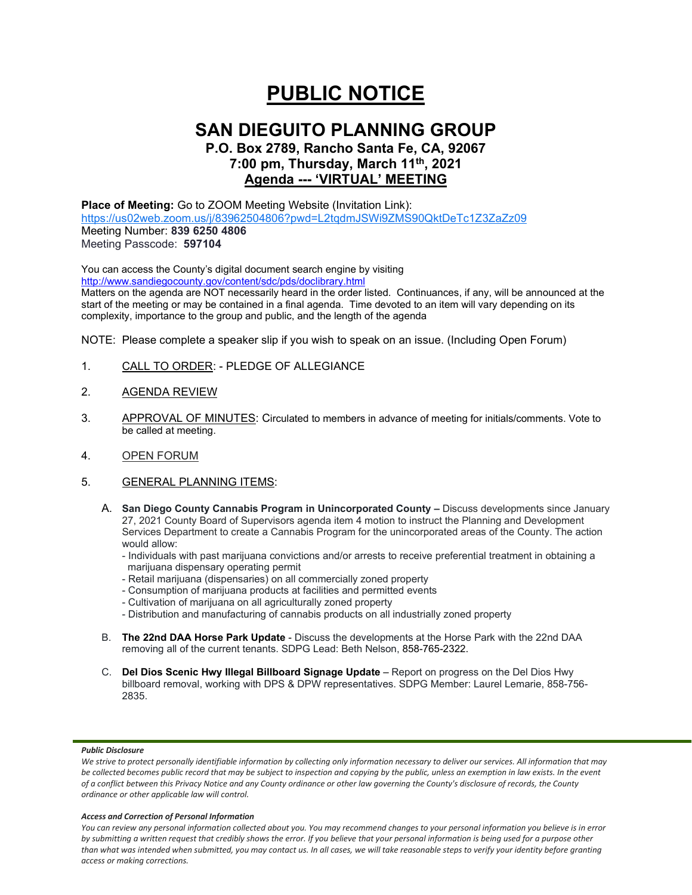# PUBLIC NOTICE

## SAN DIEGUITO PLANNING GROUP

### P.O. Box 2789, Rancho Santa Fe, CA, 92067
### 7:00 pm, Thursday, March 11th, 2021
### Agenda --- 'VIRTUAL' MEETING

**Place of Meeting:** Go to ZOOM Meeting Website (Invitation Link):
https://us02web.zoom.us/j/83962504806?pwd=L2tqdmJSWi9ZMS90QktDeTc1Z3ZaZz09
Meeting Number: **839 6250 4806**
Meeting Passcode: **597104**

You can access the County's digital document search engine by visiting
http://www.sandiegocounty.gov/content/sdc/pds/doclibrary.html
Matters on the agenda are NOT necessarily heard in the order listed. Continuances, if any, will be announced at the start of the meeting or may be contained in a final agenda. Time devoted to an item will vary depending on its complexity, importance to the group and public, and the length of the agenda

NOTE: Please complete a speaker slip if you wish to speak on an issue. (Including Open Forum)

1. CALL TO ORDER: - PLEDGE OF ALLEGIANCE

2. AGENDA REVIEW

3. APPROVAL OF MINUTES: Circulated to members in advance of meeting for initials/comments. Vote to be called at meeting.

4. OPEN FORUM

5. GENERAL PLANNING ITEMS:

   A. **San Diego County Cannabis Program in Unincorporated County –** Discuss developments since January 27, 2021 County Board of Supervisors agenda item 4 motion to instruct the Planning and Development Services Department to create a Cannabis Program for the unincorporated areas of the County. The action would allow:
      - Individuals with past marijuana convictions and/or arrests to receive preferential treatment in obtaining a marijuana dispensary operating permit
      - Retail marijuana (dispensaries) on all commercially zoned property
      - Consumption of marijuana products at facilities and permitted events
      - Cultivation of marijuana on all agriculturally zoned property
      - Distribution and manufacturing of cannabis products on all industrially zoned property

   B. **The 22nd DAA Horse Park Update** - Discuss the developments at the Horse Park with the 22nd DAA removing all of the current tenants. SDPG Lead: Beth Nelson, 858-765-2322.

   C. **Del Dios Scenic Hwy Illegal Billboard Signage Update** – Report on progress on the Del Dios Hwy billboard removal, working with DPS & DPW representatives. SDPG Member: Laurel Lemarie, 858-756-2835.

***Public Disclosure***

*We strive to protect personally identifiable information by collecting only information necessary to deliver our services. All information that may be collected becomes public record that may be subject to inspection and copying by the public, unless an exemption in law exists. In the event of a conflict between this Privacy Notice and any County ordinance or other law governing the County's disclosure of records, the County ordinance or other applicable law will control.*

***Access and Correction of Personal Information***

*You can review any personal information collected about you. You may recommend changes to your personal information you believe is in error by submitting a written request that credibly shows the error. If you believe that your personal information is being used for a purpose other than what was intended when submitted, you may contact us. In all cases, we will take reasonable steps to verify your identity before granting access or making corrections.*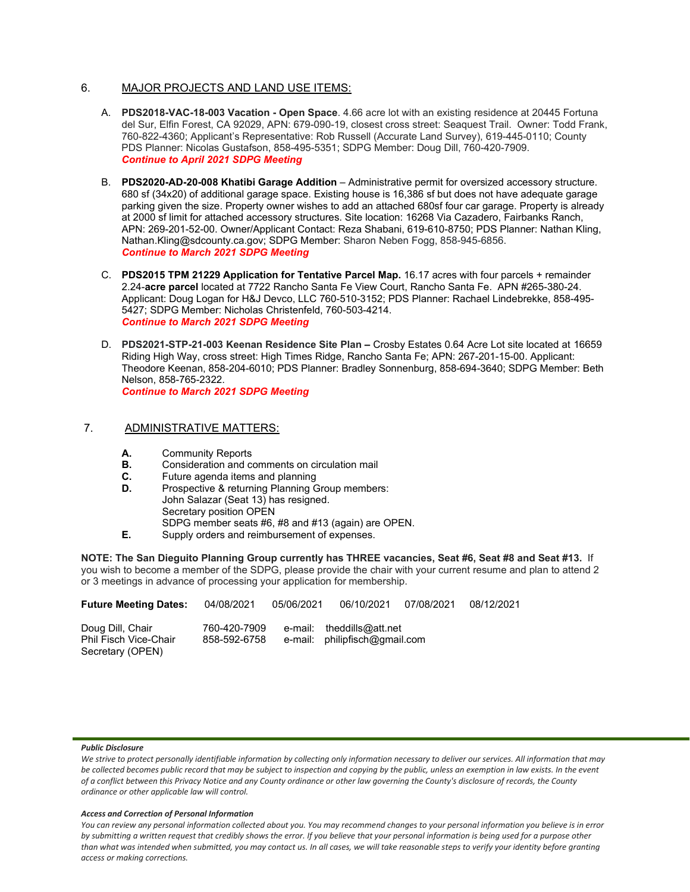## 6. MAJOR PROJECTS AND LAND USE ITEMS:

A. **PDS2018-VAC-18-003 Vacation - Open Space**. 4.66 acre lot with an existing residence at 20445 Fortuna del Sur, Elfin Forest, CA 92029, APN: 679-090-19, closest cross street: Seaquest Trail. Owner: Todd Frank, 760-822-4360; Applicant's Representative: Rob Russell (Accurate Land Survey), 619-445-0110; County PDS Planner: Nicolas Gustafson, 858-495-5351; SDPG Member: Doug Dill, 760-420-7909.
***Continue to April 2021 SDPG Meeting***

B. **PDS2020-AD-20-008 Khatibi Garage Addition** – Administrative permit for oversized accessory structure. 680 sf (34x20) of additional garage space. Existing house is 16,386 sf but does not have adequate garage parking given the size. Property owner wishes to add an attached 680sf four car garage. Property is already at 2000 sf limit for attached accessory structures. Site location: 16268 Via Cazadero, Fairbanks Ranch, APN: 269-201-52-00. Owner/Applicant Contact: Reza Shabani, 619-610-8750; PDS Planner: Nathan Kling, Nathan.Kling@sdcounty.ca.gov; SDPG Member: Sharon Neben Fogg, 858-945-6856.
***Continue to March 2021 SDPG Meeting***

C. **PDS2015 TPM 21229 Application for Tentative Parcel Map.** 16.17 acres with four parcels + remainder 2.24-**acre parcel** located at 7722 Rancho Santa Fe View Court, Rancho Santa Fe. APN #265-380-24. Applicant: Doug Logan for H&J Devco, LLC 760-510-3152; PDS Planner: Rachael Lindebrekke, 858-495-5427; SDPG Member: Nicholas Christenfeld, 760-503-4214.
***Continue to March 2021 SDPG Meeting***

D. **PDS2021-STP-21-003 Keenan Residence Site Plan –** Crosby Estates 0.64 Acre Lot site located at 16659 Riding High Way, cross street: High Times Ridge, Rancho Santa Fe; APN: 267-201-15-00. Applicant: Theodore Keenan, 858-204-6010; PDS Planner: Bradley Sonnenburg, 858-694-3640; SDPG Member: Beth Nelson, 858-765-2322.
***Continue to March 2021 SDPG Meeting***

## 7. ADMINISTRATIVE MATTERS:

**A.** Community Reports
**B.** Consideration and comments on circulation mail
**C.** Future agenda items and planning
**D.** Prospective & returning Planning Group members:
John Salazar (Seat 13) has resigned.
Secretary position OPEN
SDPG member seats #6, #8 and #13 (again) are OPEN.
**E.** Supply orders and reimbursement of expenses.

**NOTE: The San Dieguito Planning Group currently has THREE vacancies, Seat #6, Seat #8 and Seat #13.** If you wish to become a member of the SDPG, please provide the chair with your current resume and plan to attend 2 or 3 meetings in advance of processing your application for membership.

**Future Meeting Dates:** 04/08/2021 05/06/2021 06/10/2021 07/08/2021 08/12/2021

Doug Dill, Chair 760-420-7909 e-mail: theddills@att.net
Phil Fisch Vice-Chair 858-592-6758 e-mail: philipfisch@gmail.com
Secretary (OPEN)

***Public Disclosure***

*We strive to protect personally identifiable information by collecting only information necessary to deliver our services. All information that may be collected becomes public record that may be subject to inspection and copying by the public, unless an exemption in law exists. In the event of a conflict between this Privacy Notice and any County ordinance or other law governing the County's disclosure of records, the County ordinance or other applicable law will control.*

***Access and Correction of Personal Information***

*You can review any personal information collected about you. You may recommend changes to your personal information you believe is in error by submitting a written request that credibly shows the error. If you believe that your personal information is being used for a purpose other than what was intended when submitted, you may contact us. In all cases, we will take reasonable steps to verify your identity before granting access or making corrections.*